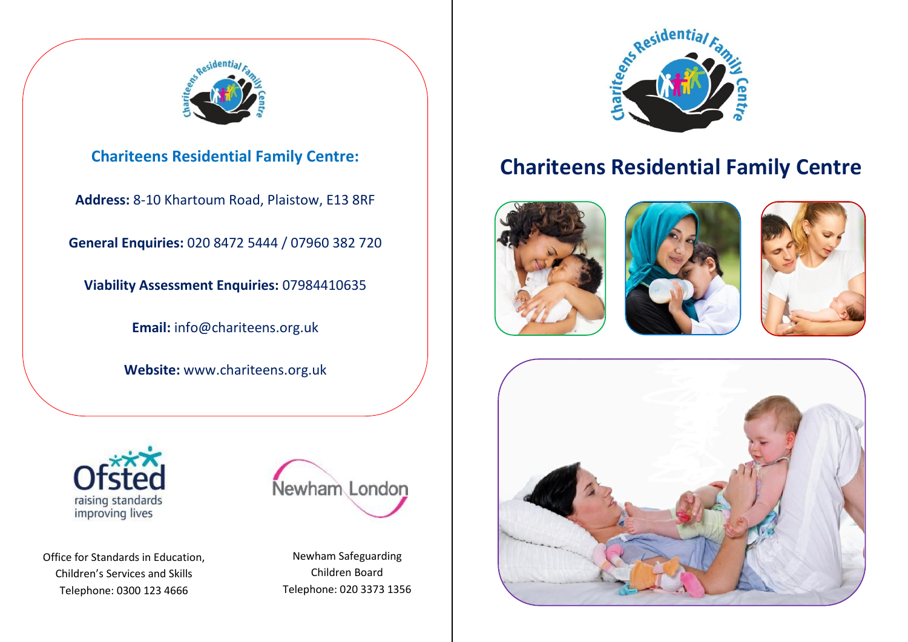## Chariteens Residential Family Centre:

**Address:** 8-10 Khartoum Road, Plaistow, E13 8RF

**General Enquiries:** 020 8472 5444 / 07960 382 720

**Viability Assessment Enquiries:** 07984410635

**Email:** info@chariteens.org.uk

**Website:** www.chariteens.org.uk

Ofsted raising standards improving lives

Office for Standards in Education, Children's Services and Skills
Telephone: 0300 123 4666

Newham London

Newham Safeguarding Children Board
Telephone: 020 3373 1356

# Chariteens Residential Family Centre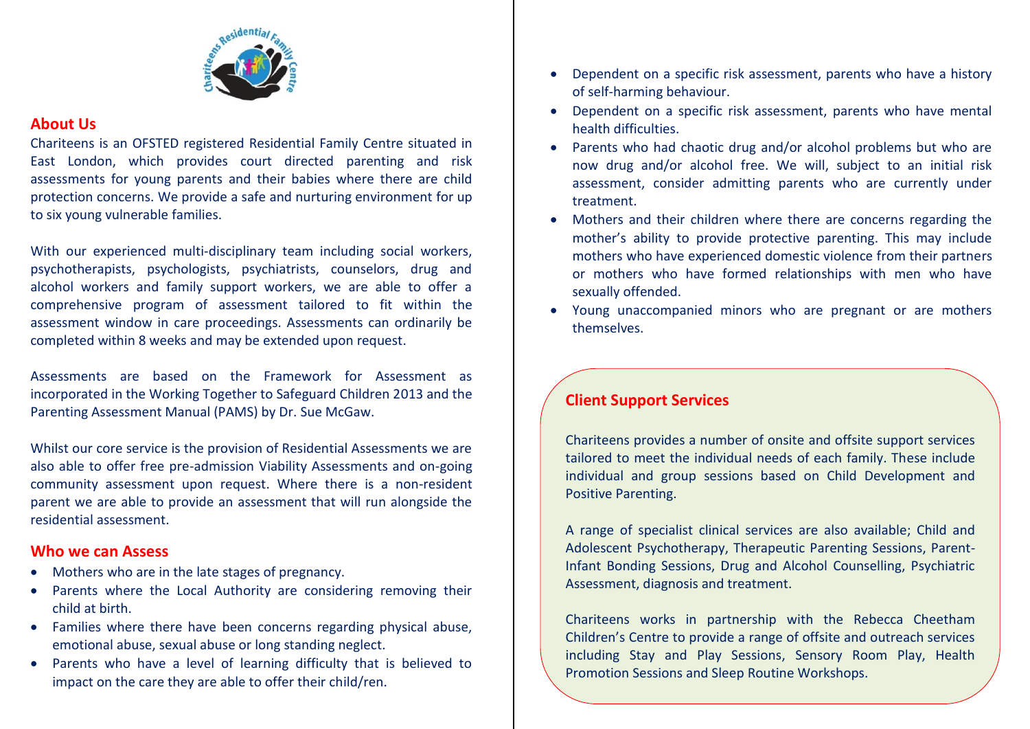## About Us

Chariteens is an OFSTED registered Residential Family Centre situated in East London, which provides court directed parenting and risk assessments for young parents and their babies where there are child protection concerns. We provide a safe and nurturing environment for up to six young vulnerable families.

With our experienced multi-disciplinary team including social workers, psychotherapists, psychologists, psychiatrists, counselors, drug and alcohol workers and family support workers, we are able to offer a comprehensive program of assessment tailored to fit within the assessment window in care proceedings. Assessments can ordinarily be completed within 8 weeks and may be extended upon request.

Assessments are based on the Framework for Assessment as incorporated in the Working Together to Safeguard Children 2013 and the Parenting Assessment Manual (PAMS) by Dr. Sue McGaw.

Whilst our core service is the provision of Residential Assessments we are also able to offer free pre-admission Viability Assessments and on-going community assessment upon request. Where there is a non-resident parent we are able to provide an assessment that will run alongside the residential assessment.

## Who we can Assess

- Mothers who are in the late stages of pregnancy.
- Parents where the Local Authority are considering removing their child at birth.
- Families where there have been concerns regarding physical abuse, emotional abuse, sexual abuse or long standing neglect.
- Parents who have a level of learning difficulty that is believed to impact on the care they are able to offer their child/ren.
- Dependent on a specific risk assessment, parents who have a history of self-harming behaviour.
- Dependent on a specific risk assessment, parents who have mental health difficulties.
- Parents who had chaotic drug and/or alcohol problems but who are now drug and/or alcohol free. We will, subject to an initial risk assessment, consider admitting parents who are currently under treatment.
- Mothers and their children where there are concerns regarding the mother's ability to provide protective parenting. This may include mothers who have experienced domestic violence from their partners or mothers who have formed relationships with men who have sexually offended.
- Young unaccompanied minors who are pregnant or are mothers themselves.

## Client Support Services

Chariteens provides a number of onsite and offsite support services tailored to meet the individual needs of each family. These include individual and group sessions based on Child Development and Positive Parenting.

A range of specialist clinical services are also available; Child and Adolescent Psychotherapy, Therapeutic Parenting Sessions, Parent-Infant Bonding Sessions, Drug and Alcohol Counselling, Psychiatric Assessment, diagnosis and treatment.

Chariteens works in partnership with the Rebecca Cheetham Children's Centre to provide a range of offsite and outreach services including Stay and Play Sessions, Sensory Room Play, Health Promotion Sessions and Sleep Routine Workshops.